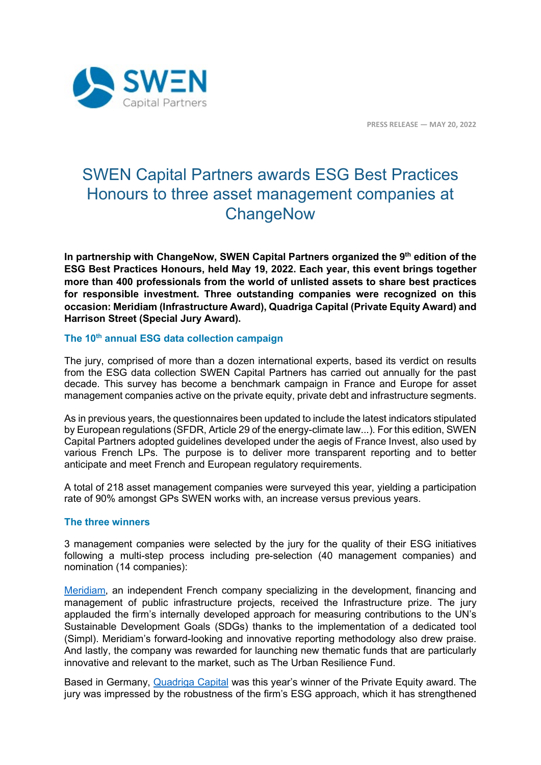PRESS RELEASE — MAY 20, 2022

# SWEN Capital Partners awards ESG Best Practices Honours to three asset management companies at ChangeNow

**In partnership with ChangeNow, SWEN Capital Partners organized the 9th edition of the ESG Best Practices Honours, held May 19, 2022. Each year, this event brings together more than 400 professionals from the world of unlisted assets to share best practices for responsible investment. Three outstanding companies were recognized on this occasion: Meridiam (Infrastructure Award), Quadriga Capital (Private Equity Award) and Harrison Street (Special Jury Award).**

### The 10th annual ESG data collection campaign

The jury, comprised of more than a dozen international experts, based its verdict on results from the ESG data collection SWEN Capital Partners has carried out annually for the past decade. This survey has become a benchmark campaign in France and Europe for asset management companies active on the private equity, private debt and infrastructure segments.

As in previous years, the questionnaires been updated to include the latest indicators stipulated by European regulations (SFDR, Article 29 of the energy-climate law...). For this edition, SWEN Capital Partners adopted guidelines developed under the aegis of France Invest, also used by various French LPs. The purpose is to deliver more transparent reporting and to better anticipate and meet French and European regulatory requirements.

A total of 218 asset management companies were surveyed this year, yielding a participation rate of 90% amongst GPs SWEN works with, an increase versus previous years.

### The three winners

3 management companies were selected by the jury for the quality of their ESG initiatives following a multi-step process including pre-selection (40 management companies) and nomination (14 companies):

Meridiam, an independent French company specializing in the development, financing and management of public infrastructure projects, received the Infrastructure prize. The jury applauded the firm's internally developed approach for measuring contributions to the UN's Sustainable Development Goals (SDGs) thanks to the implementation of a dedicated tool (Simpl). Meridiam's forward-looking and innovative reporting methodology also drew praise. And lastly, the company was rewarded for launching new thematic funds that are particularly innovative and relevant to the market, such as The Urban Resilience Fund.

Based in Germany, Quadriga Capital was this year's winner of the Private Equity award. The jury was impressed by the robustness of the firm's ESG approach, which it has strengthened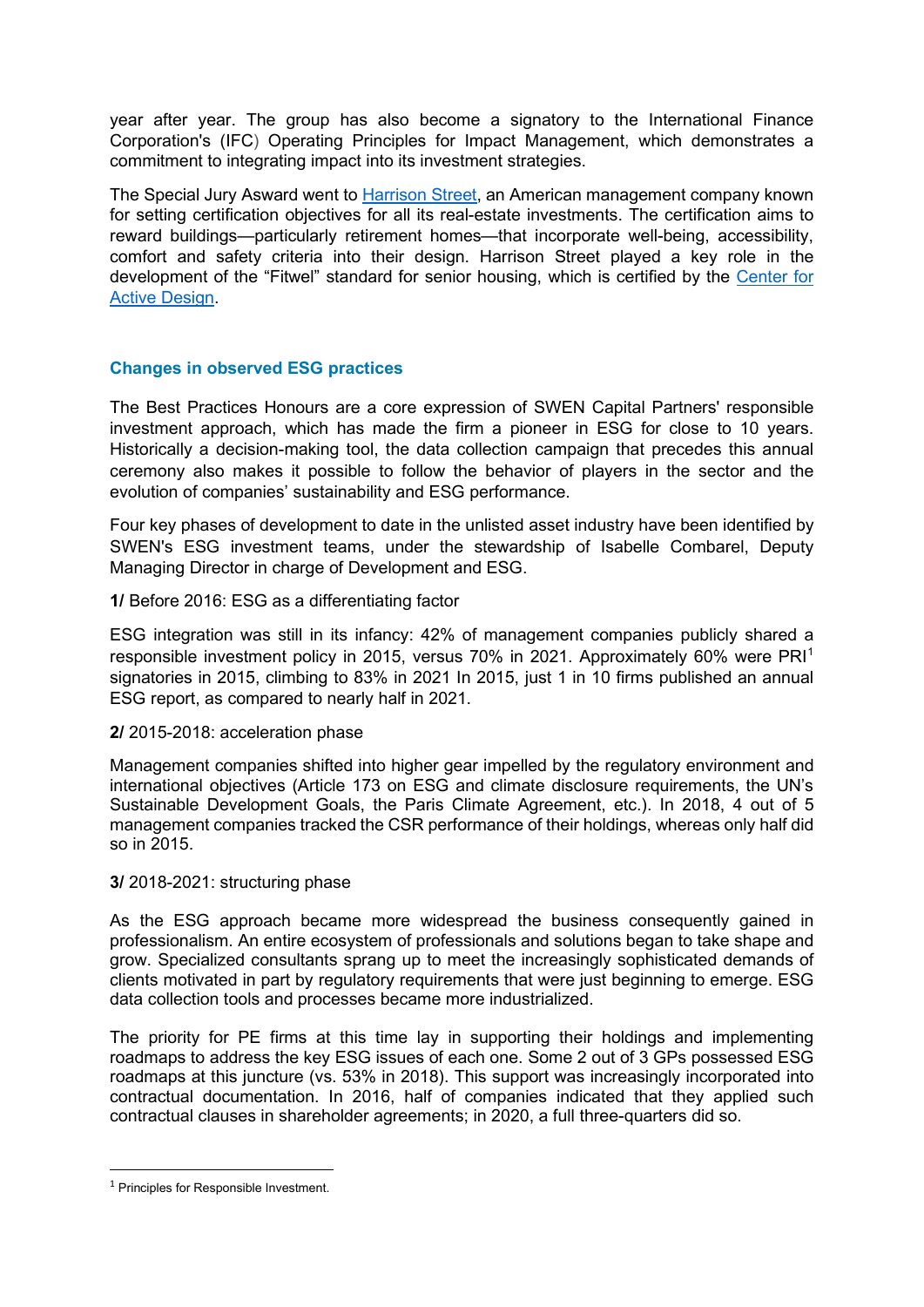year after year. The group has also become a signatory to the International Finance Corporation's (IFC) Operating Principles for Impact Management, which demonstrates a commitment to integrating impact into its investment strategies.

The Special Jury Asward went to Harrison Street, an American management company known for setting certification objectives for all its real-estate investments. The certification aims to reward buildings—particularly retirement homes—that incorporate well-being, accessibility, comfort and safety criteria into their design. Harrison Street played a key role in the development of the "Fitwel" standard for senior housing, which is certified by the Center for Active Design.

## Changes in observed ESG practices

The Best Practices Honours are a core expression of SWEN Capital Partners' responsible investment approach, which has made the firm a pioneer in ESG for close to 10 years. Historically a decision-making tool, the data collection campaign that precedes this annual ceremony also makes it possible to follow the behavior of players in the sector and the evolution of companies' sustainability and ESG performance.

Four key phases of development to date in the unlisted asset industry have been identified by SWEN's ESG investment teams, under the stewardship of Isabelle Combarel, Deputy Managing Director in charge of Development and ESG.

**1/** Before 2016: ESG as a differentiating factor

ESG integration was still in its infancy: 42% of management companies publicly shared a responsible investment policy in 2015, versus 70% in 2021. Approximately 60% were PRI[1] signatories in 2015, climbing to 83% in 2021 In 2015, just 1 in 10 firms published an annual ESG report, as compared to nearly half in 2021.

**2/** 2015-2018: acceleration phase

Management companies shifted into higher gear impelled by the regulatory environment and international objectives (Article 173 on ESG and climate disclosure requirements, the UN's Sustainable Development Goals, the Paris Climate Agreement, etc.). In 2018, 4 out of 5 management companies tracked the CSR performance of their holdings, whereas only half did so in 2015.

**3/** 2018-2021: structuring phase

As the ESG approach became more widespread the business consequently gained in professionalism. An entire ecosystem of professionals and solutions began to take shape and grow. Specialized consultants sprang up to meet the increasingly sophisticated demands of clients motivated in part by regulatory requirements that were just beginning to emerge. ESG data collection tools and processes became more industrialized.

The priority for PE firms at this time lay in supporting their holdings and implementing roadmaps to address the key ESG issues of each one. Some 2 out of 3 GPs possessed ESG roadmaps at this juncture (vs. 53% in 2018). This support was increasingly incorporated into contractual documentation. In 2016, half of companies indicated that they applied such contractual clauses in shareholder agreements; in 2020, a full three-quarters did so.

[1] Principles for Responsible Investment.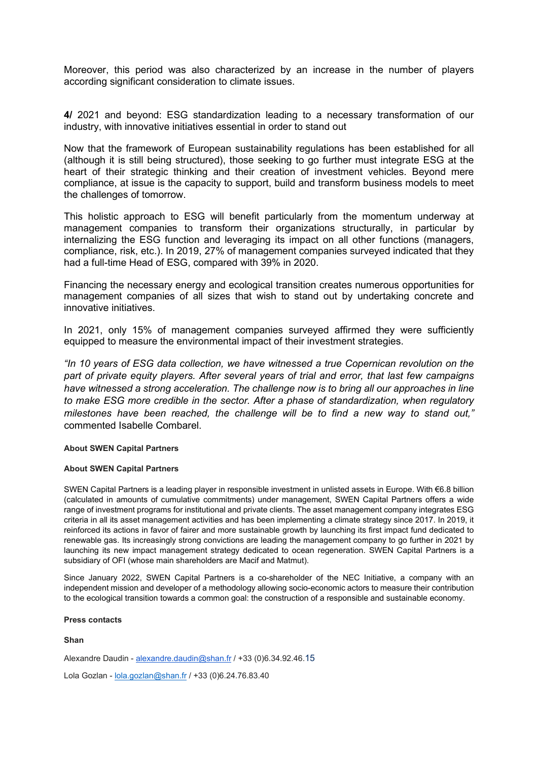Moreover, this period was also characterized by an increase in the number of players according significant consideration to climate issues.

**4/** 2021 and beyond: ESG standardization leading to a necessary transformation of our industry, with innovative initiatives essential in order to stand out

Now that the framework of European sustainability regulations has been established for all (although it is still being structured), those seeking to go further must integrate ESG at the heart of their strategic thinking and their creation of investment vehicles. Beyond mere compliance, at issue is the capacity to support, build and transform business models to meet the challenges of tomorrow.

This holistic approach to ESG will benefit particularly from the momentum underway at management companies to transform their organizations structurally, in particular by internalizing the ESG function and leveraging its impact on all other functions (managers, compliance, risk, etc.). In 2019, 27% of management companies surveyed indicated that they had a full-time Head of ESG, compared with 39% in 2020.

Financing the necessary energy and ecological transition creates numerous opportunities for management companies of all sizes that wish to stand out by undertaking concrete and innovative initiatives.

In 2021, only 15% of management companies surveyed affirmed they were sufficiently equipped to measure the environmental impact of their investment strategies.

*"In 10 years of ESG data collection, we have witnessed a true Copernican revolution on the part of private equity players. After several years of trial and error, that last few campaigns have witnessed a strong acceleration. The challenge now is to bring all our approaches in line to make ESG more credible in the sector. After a phase of standardization, when regulatory milestones have been reached, the challenge will be to find a new way to stand out,"* commented Isabelle Combarel.

**About SWEN Capital Partners**

**About SWEN Capital Partners**

SWEN Capital Partners is a leading player in responsible investment in unlisted assets in Europe. With €6.8 billion (calculated in amounts of cumulative commitments) under management, SWEN Capital Partners offers a wide range of investment programs for institutional and private clients. The asset management company integrates ESG criteria in all its asset management activities and has been implementing a climate strategy since 2017. In 2019, it reinforced its actions in favor of fairer and more sustainable growth by launching its first impact fund dedicated to renewable gas. Its increasingly strong convictions are leading the management company to go further in 2021 by launching its new impact management strategy dedicated to ocean regeneration. SWEN Capital Partners is a subsidiary of OFI (whose main shareholders are Macif and Matmut).

Since January 2022, SWEN Capital Partners is a co-shareholder of the NEC Initiative, a company with an independent mission and developer of a methodology allowing socio-economic actors to measure their contribution to the ecological transition towards a common goal: the construction of a responsible and sustainable economy.

**Press contacts**

**Shan**

Alexandre Daudin - alexandre.daudin@shan.fr / +33 (0)6.34.92.46.15

Lola Gozlan - lola.gozlan@shan.fr / +33 (0)6.24.76.83.40